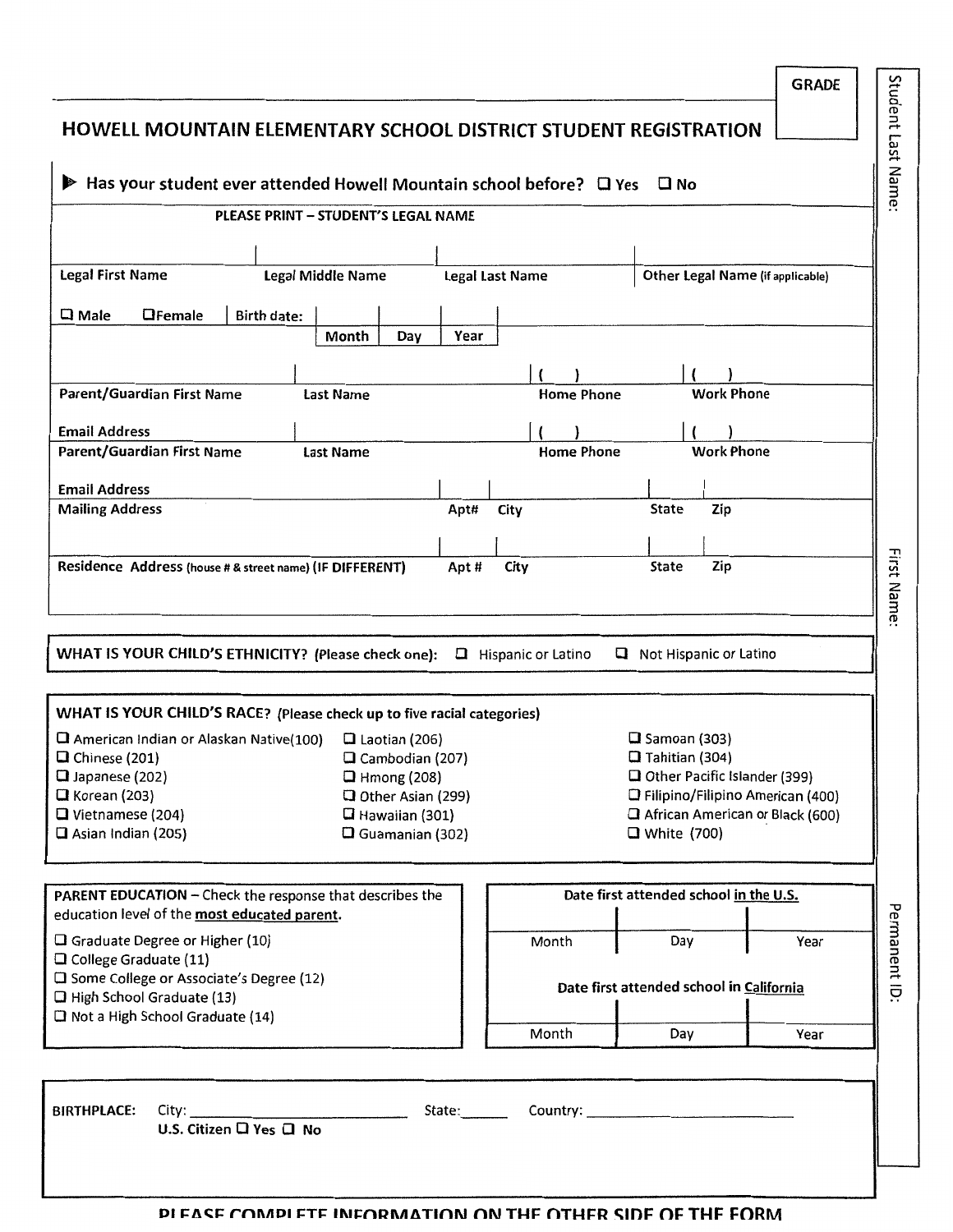GRADE

# HOWELL MOUNTAIN ELEMENTARY SCHOOL DISTRICT STUDENT REGISTRATION

Student Last Name:

First Name:

Permanent ID:

▶ **Has your student ever attended Howell Mountain school before?** ☐ Yes ☐ No

**PLEASE PRINT – STUDENT'S LEGAL NAME**

| Legal First Name | Legal Middle Name | Legal Last Name | Other Legal Name (if applicable) |
|---|---|---|---|
| | | | |

☐ Male ☐ Female | Birth date:

| Month | Day | Year |
|---|---|---|
| | | |

| Parent/Guardian First Name | Last Name | Home Phone | Work Phone |
|---|---|---|---|
| | | ( ) | ( ) |

Email Address

| Parent/Guardian First Name | Last Name | Home Phone | Work Phone |
|---|---|---|---|
| | | ( ) | ( ) |

Email Address

| Mailing Address | Apt# | City | State | Zip |
|---|---|---|---|---|
| | | | | |

| Residence Address (house # & street name) (IF DIFFERENT) | Apt # | City | State | Zip |
|---|---|---|---|---|
| | | | | |

**WHAT IS YOUR CHILD'S ETHNICITY? (Please check one):** ☐ Hispanic or Latino ☐ Not Hispanic or Latino

**WHAT IS YOUR CHILD'S RACE? (Please check up to five racial categories)**

☐ American Indian or Alaskan Native(100)
☐ Chinese (201)
☐ Japanese (202)
☐ Korean (203)
☐ Vietnamese (204)
☐ Asian Indian (205)
☐ Laotian (206)
☐ Cambodian (207)
☐ Hmong (208)
☐ Other Asian (299)
☐ Hawaiian (301)
☐ Guamanian (302)
☐ Samoan (303)
☐ Tahitian (304)
☐ Other Pacific Islander (399)
☐ Filipino/Filipino American (400)
☐ African American or Black (600)
☐ White (700)

**PARENT EDUCATION** – Check the response that describes the education level of the **most educated parent**.

☐ Graduate Degree or Higher (10)
☐ College Graduate (11)
☐ Some College or Associate's Degree (12)
☐ High School Graduate (13)
☐ Not a High School Graduate (14)

**Date first attended school in the U.S.**

| Month | Day | Year |
|---|---|---|
| | | |

**Date first attended school in California**

| Month | Day | Year |
|---|---|---|
| | | |

**BIRTHPLACE:** City: ______________________ State:______ Country: ______________________

U.S. Citizen ☐ Yes ☐ No

**PLEASE COMPLETE INFORMATION ON THE OTHER SIDE OF THE FORM**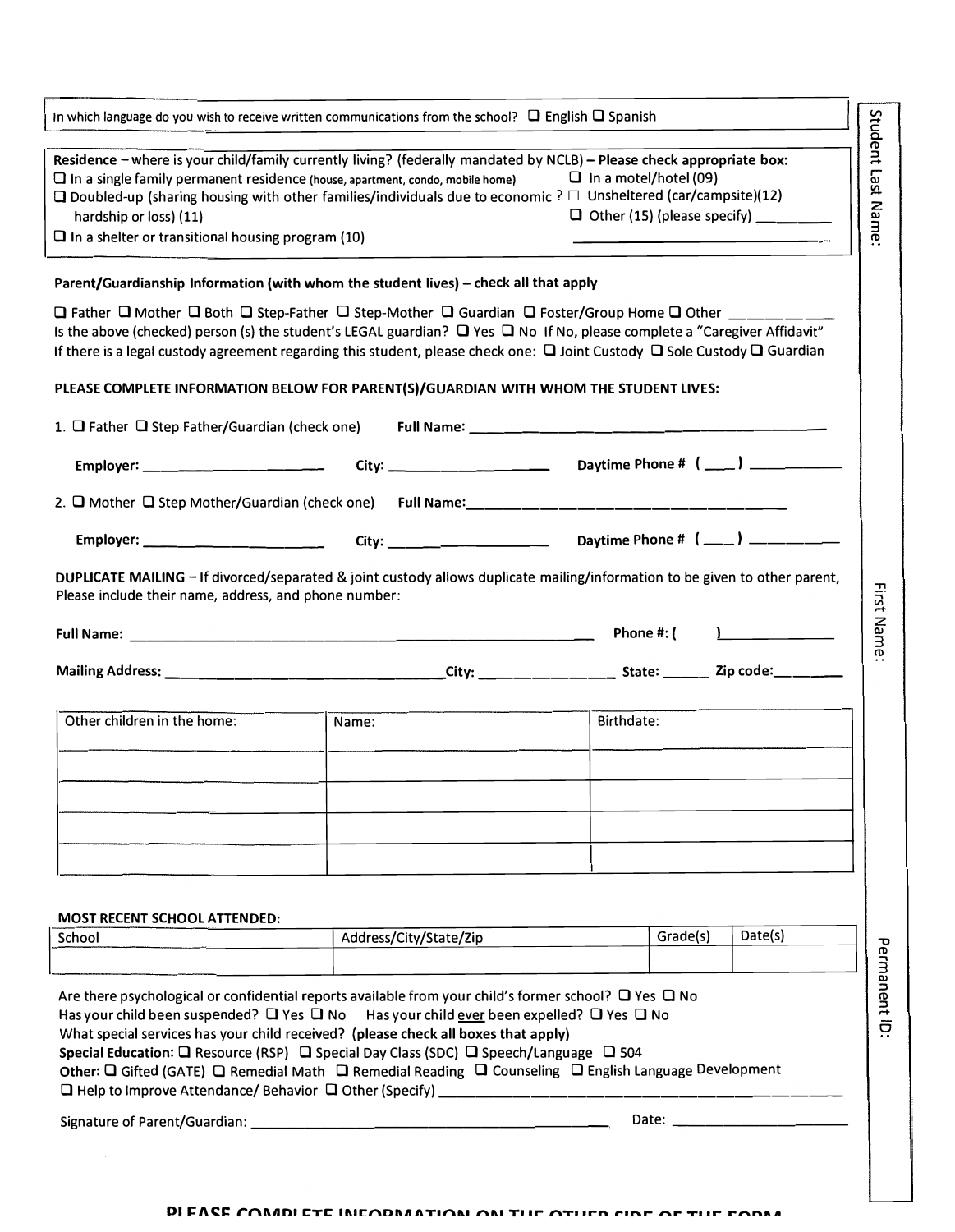In which language do you wish to receive written communications from the school? ☐ English ☐ Spanish

**Residence** – where is your child/family currently living? (federally mandated by NCLB) – **Please check appropriate box:**

☐ In a single family permanent residence (house, apartment, condo, mobile home)
☐ In a motel/hotel (09)
☐ Doubled-up (sharing housing with other families/individuals due to economic hardship or loss) (11)
☐ Unsheltered (car/campsite)(12)
☐ Other (15) (please specify) ________________________
☐ In a shelter or transitional housing program (10)

**Parent/Guardianship Information (with whom the student lives) – check all that apply**

☐ Father ☐ Mother ☐ Both ☐ Step-Father ☐ Step-Mother ☐ Guardian ☐ Foster/Group Home ☐ Other __________
Is the above (checked) person (s) the student's LEGAL guardian? ☐ Yes ☐ No If No, please complete a "Caregiver Affidavit"
If there is a legal custody agreement regarding this student, please check one: ☐ Joint Custody ☐ Sole Custody ☐ Guardian

**PLEASE COMPLETE INFORMATION BELOW FOR PARENT(S)/GUARDIAN WITH WHOM THE STUDENT LIVES:**

1. ☐ Father ☐ Step Father/Guardian (check one) **Full Name:** ________________________________

   **Employer:** ____________________ **City:** __________________ **Daytime Phone #** (____) __________

2. ☐ Mother ☐ Step Mother/Guardian (check one) **Full Name:** ________________________________

   **Employer:** ____________________ **City:** __________________ **Daytime Phone #** (____) __________

**DUPLICATE MAILING** – If divorced/separated & joint custody allows duplicate mailing/information to be given to other parent, Please include their name, address, and phone number:

**Full Name:** ____________________________________________ **Phone #:** ( ) __________

**Mailing Address:** ______________________________ **City:** ______________ **State:** ______ **Zip code:** ________

| Other children in the home: | Name: | Birthdate: |
|---|---|---|
| | | |
| | | |
| | | |
| | | |

**MOST RECENT SCHOOL ATTENDED:**

| School | Address/City/State/Zip | Grade(s) | Date(s) |
|---|---|---|---|
| | | | |

Are there psychological or confidential reports available from your child's former school? ☐ Yes ☐ No
Has your child been suspended? ☐ Yes ☐ No Has your child ever been expelled? ☐ Yes ☐ No
What special services has your child received? **(please check all boxes that apply)**
**Special Education:** ☐ Resource (RSP) ☐ Special Day Class (SDC) ☐ Speech/Language ☐ 504
**Other:** ☐ Gifted (GATE) ☐ Remedial Math ☐ Remedial Reading ☐ Counseling ☐ English Language Development
☐ Help to Improve Attendance/ Behavior ☐ Other (Specify) ________________________________

Signature of Parent/Guardian: ________________________________ Date: ________________

Student Last Name:

First Name:

Permanent ID:

**PLEASE COMPLETE INFORMATION ON THE OTHER SIDE OF THE FORM**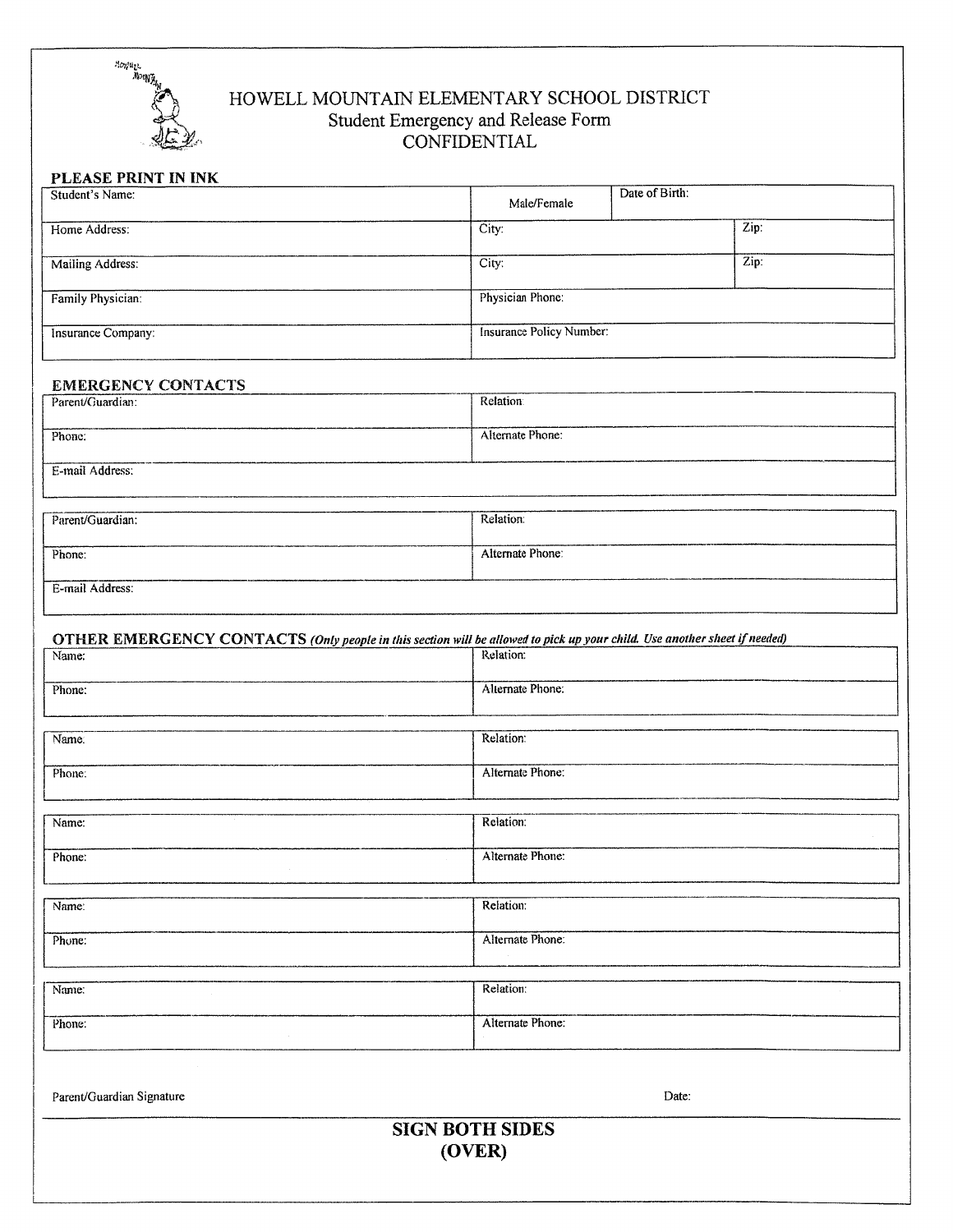# HOWELL MOUNTAIN ELEMENTARY SCHOOL DISTRICT

## Student Emergency and Release Form

## CONFIDENTIAL

**PLEASE PRINT IN INK**

| Student's Name: | Male/Female | Date of Birth: | |
|---|---|---|---|
| Home Address: | City: | | Zip: |
| Mailing Address: | City: | | Zip: |
| Family Physician: | Physician Phone: | | |
| Insurance Company: | Insurance Policy Number: | | |

**EMERGENCY CONTACTS**

| Parent/Guardian: | Relation: |
|---|---|
| Phone: | Alternate Phone: |
| E-mail Address: | |

| Parent/Guardian: | Relation: |
|---|---|
| Phone: | Alternate Phone: |
| E-mail Address: | |

**OTHER EMERGENCY CONTACTS** *(Only people in this section will be allowed to pick up your child. Use another sheet if needed)*

| Name: | Relation: |
|---|---|
| Phone: | Alternate Phone: |

| Name: | Relation: |
|---|---|
| Phone: | Alternate Phone: |

| Name: | Relation: |
|---|---|
| Phone: | Alternate Phone: |

| Name: | Relation: |
|---|---|
| Phone: | Alternate Phone: |

| Name: | Relation: |
|---|---|
| Phone: | Alternate Phone: |

Parent/Guardian Signature &emsp;&emsp;&emsp;&emsp;&emsp;&emsp;&emsp;&emsp;&emsp;&emsp; Date:

**SIGN BOTH SIDES**
**(OVER)**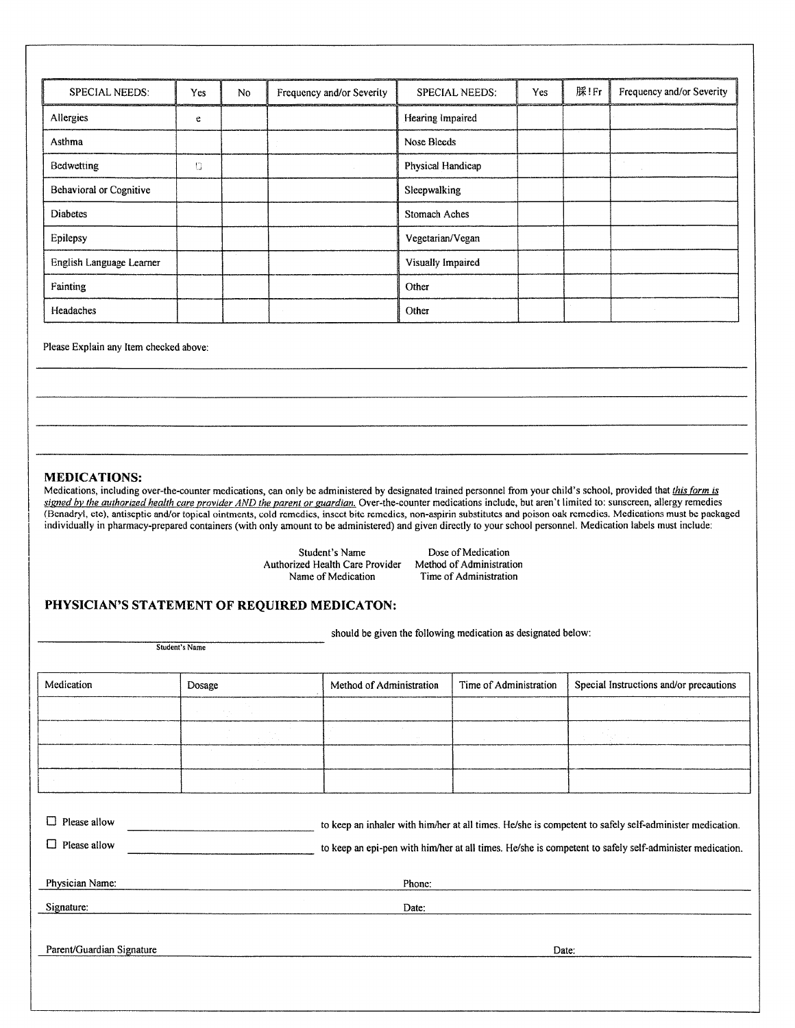| SPECIAL NEEDS: | Yes | No | Frequency and/or Severity | SPECIAL NEEDS: | Yes | 脲!Fr | Frequency and/or Severity |
|---|---|---|---|---|---|---|---|
| Allergies | e | | | Hearing Impaired | | | |
| Asthma | | | | Nose Bleeds | | | |
| Bedwetting | ▯ | | | Physical Handicap | | | |
| Behavioral or Cognitive | | | | Sleepwalking | | | |
| Diabetes | | | | Stomach Aches | | | |
| Epilepsy | | | | Vegetarian/Vegan | | | |
| English Language Learner | | | | Visually Impaired | | | |
| Fainting | | | | Other | | | |
| Headaches | | | | Other | | | |

Please Explain any Item checked above:

______________________________________________________________________

______________________________________________________________________

______________________________________________________________________

______________________________________________________________________

## MEDICATIONS:

Medications, including over-the-counter medications, can only be administered by designated trained personnel from your child's school, provided that *this form is signed by the authorized health care provider AND the parent or guardian.* Over-the-counter medications include, but aren't limited to: sunscreen, allergy remedies (Benadryl, etc), antiseptic and/or topical ointments, cold remedies, insect bite remedies, non-aspirin substitutes and poison oak remedies. Medications must be packaged individually in pharmacy-prepared containers (with only amount to be administered) and given directly to your school personnel. Medication labels must include:

| | |
|---|---|
| Student's Name | Dose of Medication |
| Authorized Health Care Provider | Method of Administration |
| Name of Medication | Time of Administration |

## PHYSICIAN'S STATEMENT OF REQUIRED MEDICATON:

______________________________ should be given the following medication as designated below:
Student's Name

| Medication | Dosage | Method of Administration | Time of Administration | Special Instructions and/or precautions |
|---|---|---|---|---|
| | | | | |
| | | | | |
| | | | | |
| | | | | |

☐ Please allow ______________________ to keep an inhaler with him/her at all times. He/she is competent to safely self-administer medication.

☐ Please allow ______________________ to keep an epi-pen with him/her at all times. He/she is competent to safely self-administer medication.

Physician Name: ______________________ Phone: ______________________

Signature: ______________________ Date: ______________________

Parent/Guardian Signature ______________________ Date: ______________________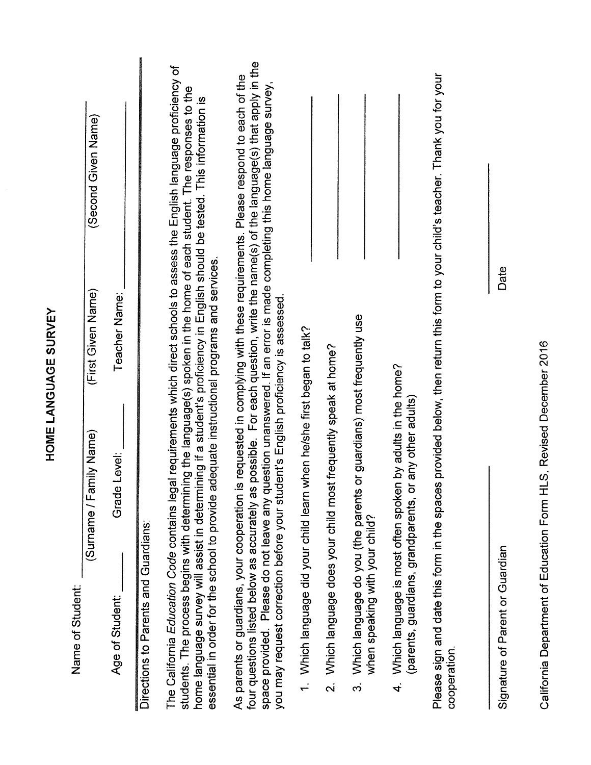# HOME LANGUAGE SURVEY

Name of Student: ______________________________________________
(Surname / Family Name) (First Given Name) (Second Given Name)

Age of Student: _______ Grade Level: _______ Teacher Name: _______________

Directions to Parents and Guardians:

The California *Education Code* contains legal requirements which direct schools to assess the English language proficiency of students. The process begins with determining the language(s) spoken in the home of each student. The responses to the home language survey will assist in determining if a student's proficiency in English should be tested. This information is essential in order for the school to provide adequate instructional programs and services.

As parents or guardians, your cooperation is requested in complying with these requirements. Please respond to each of the four questions listed below as accurately as possible. For each question, write the name(s) of the language(s) that apply in the space provided. Please do not leave any question unanswered. If an error is made completing this home language survey, you may request correction before your student's English proficiency is assessed.

1. Which language did your child learn when he/she first began to talk? _______________
2. Which language does your child most frequently speak at home? _______________
3. Which language do you (the parents or guardians) most frequently use when speaking with your child? _______________
4. Which language is most often spoken by adults in the home? (parents, guardians, grandparents, or any other adults) _______________

Please sign and date this form in the spaces provided below, then return this form to your child's teacher. Thank you for your cooperation.

_______________________________ _______________
Signature of Parent or Guardian Date

California Department of Education Form HLS, Revised December 2016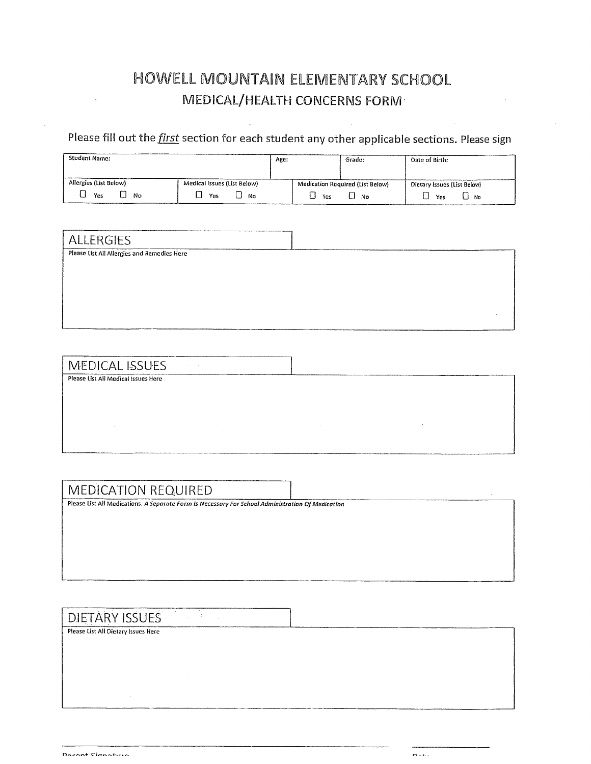# HOWELL MOUNTAIN ELEMENTARY SCHOOL

## MEDICAL/HEALTH CONCERNS FORM

Please fill out the *first* section for each student any other applicable sections. Please sign

| Student Name: | | Age: | Grade: | Date of Birth: |
|---|---|---|---|---|
| Allergies (List Below) ☐ Yes ☐ No | Medical Issues (List Below) ☐ Yes ☐ No | Medication Required (List Below) ☐ Yes ☐ No | | Dietary Issues (List Below) ☐ Yes ☐ No |

## ALLERGIES

Please List All Allergies and Remedies Here

## MEDICAL ISSUES

Please List All Medical Issues Here

## MEDICATION REQUIRED

Please List All Medications. *A Separate Form Is Necessary For School Administration Of Medication*

## DIETARY ISSUES

Please List All Dietary Issues Here

Parent Signature ______________________ Date ____________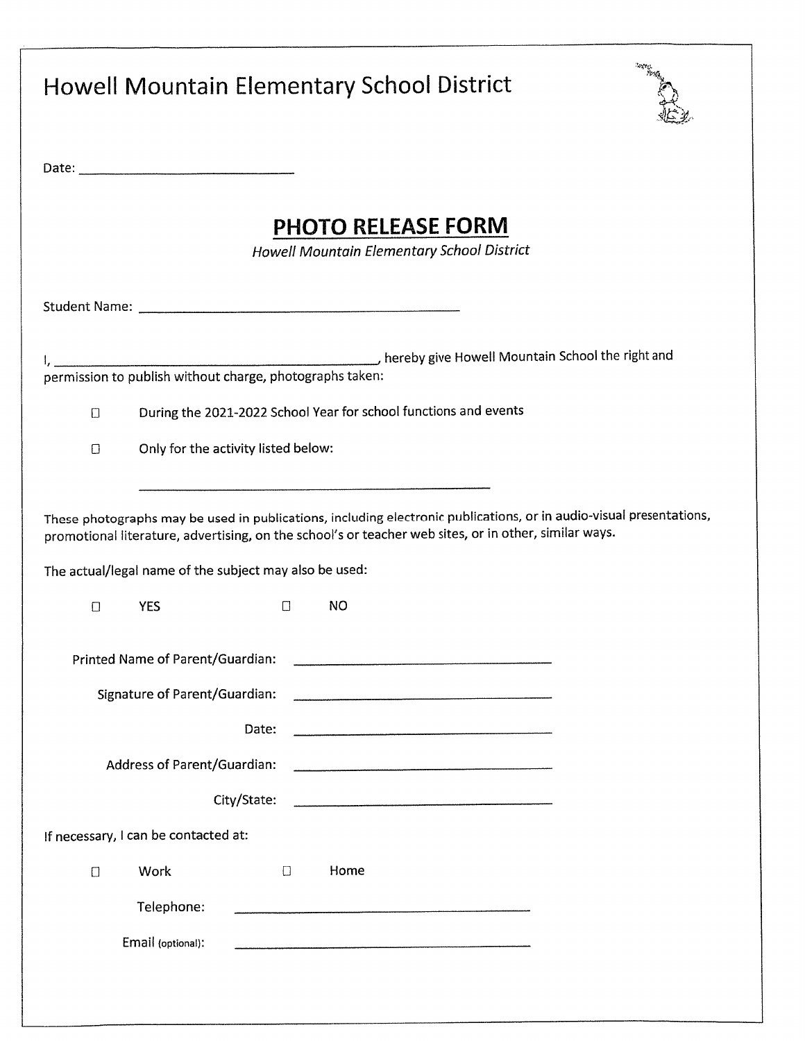# Howell Mountain Elementary School District

Date: ______________________________

## PHOTO RELEASE FORM

*Howell Mountain Elementary School District*

Student Name: ____________________________________________

I, ________________________________________________, hereby give Howell Mountain School the right and permission to publish without charge, photographs taken:

- ☐ During the 2021-2022 School Year for school functions and events
- ☐ Only for the activity listed below:

  ________________________________________________

These photographs may be used in publications, including electronic publications, or in audio-visual presentations, promotional literature, advertising, on the school's or teacher web sites, or in other, similar ways.

The actual/legal name of the subject may also be used:

☐ YES ☐ NO

Printed Name of Parent/Guardian: ____________________________________

Signature of Parent/Guardian: ____________________________________

Date: ____________________________________

Address of Parent/Guardian: ____________________________________

City/State: ____________________________________

If necessary, I can be contacted at:

☐ Work ☐ Home

Telephone: ____________________________________

Email (optional): ____________________________________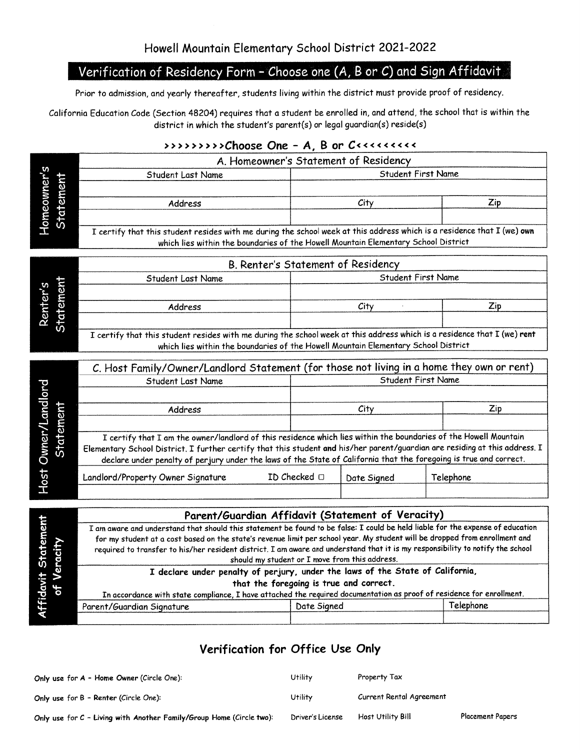Howell Mountain Elementary School District 2021-2022

## Verification of Residency Form – Choose one (A, B or C) and Sign Affidavit

Prior to admission, and yearly thereafter, students living within the district must provide proof of residency.

California Education Code (Section 48204) requires that a student be enrolled in, and attend, the school that is within the district in which the student's parent(s) or legal guardian(s) reside(s)

**>>>>>>>>>Choose One – A, B or C<<<<<<<<<<**

### Homeowner's Statement

| A. Homeowner's Statement of Residency | | |
|---|---|---|
| Student Last Name | Student First Name | |
| | | |
| Address | City | Zip |
| | | |

I certify that this student resides with me during the school week at this address which is a residence that I (we) **own** which lies within the boundaries of the Howell Mountain Elementary School District

### Renter's Statement

| B. Renter's Statement of Residency | | |
|---|---|---|
| Student Last Name | Student First Name | |
| | | |
| Address | City | Zip |
| | | |

I certify that this student resides with me during the school week at this address which is a residence that I (we) **rent** which lies within the boundaries of the Howell Mountain Elementary School District

### Host Owner/Landlord Statement

| C. Host Family/Owner/Landlord Statement (for those not living in a home they own or rent) | | |
|---|---|---|
| Student Last Name | Student First Name | |
| | | |
| Address | City | Zip |
| | | |

I certify that I am the owner/landlord of this residence which lies within the boundaries of the Howell Mountain Elementary School District. I further certify that this student **and** his/her parent/guardian are residing at this address. I declare under penalty of perjury under the laws of the State of California that the foregoing is true and correct.

| Landlord/Property Owner Signature ID Checked ☐ | Date Signed | Telephone |
|---|---|---|
| | | |

### Affidavit Statement of Veracity

**Parent/Guardian Affidavit (Statement of Veracity)**

I am aware and understand that should this statement be found to be false: I could be held liable for the expense of education for my student at a cost based on the state's revenue limit per school year. My student will be dropped from enrollment and required to transfer to his/her resident district. I am aware and understand that it is my responsibility to notify the school should my student or I move from this address.

**I declare under penalty of perjury, under the laws of the State of California, that the foregoing is true and correct.**

*In accordance with state compliance, I have attached the required documentation as proof of residence for enrollment.*

| Parent/Guardian Signature | Date Signed | Telephone |
|---|---|---|
| | | |

## Verification for Office Use Only

| | | | |
|---|---|---|---|
| Only use for **A – Home Owner** (Circle One): | Utility | Property Tax | |
| Only use for **B – Renter** (Circle One): | Utility | Current Rental Agreement | |
| Only use for **C – Living with Another Family/Group Home** (Circle two): | Driver's License | Host Utility Bill | Placement Papers |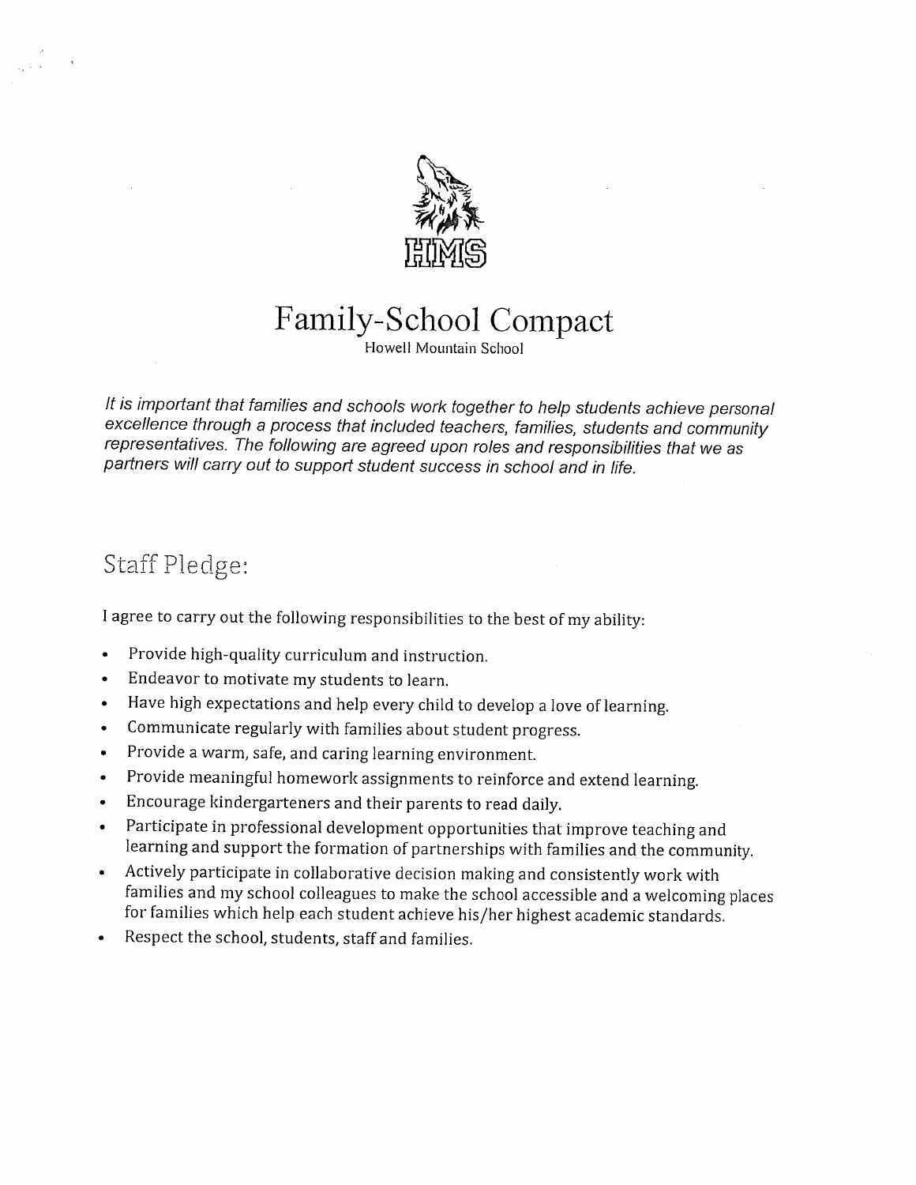HMS

# Family-School Compact

Howell Mountain School

*It is important that families and schools work together to help students achieve personal excellence through a process that included teachers, families, students and community representatives. The following are agreed upon roles and responsibilities that we as partners will carry out to support student success in school and in life.*

## Staff Pledge:

I agree to carry out the following responsibilities to the best of my ability:

- Provide high-quality curriculum and instruction.
- Endeavor to motivate my students to learn.
- Have high expectations and help every child to develop a love of learning.
- Communicate regularly with families about student progress.
- Provide a warm, safe, and caring learning environment.
- Provide meaningful homework assignments to reinforce and extend learning.
- Encourage kindergarteners and their parents to read daily.
- Participate in professional development opportunities that improve teaching and learning and support the formation of partnerships with families and the community.
- Actively participate in collaborative decision making and consistently work with families and my school colleagues to make the school accessible and a welcoming places for families which help each student achieve his/her highest academic standards.
- Respect the school, students, staff and families.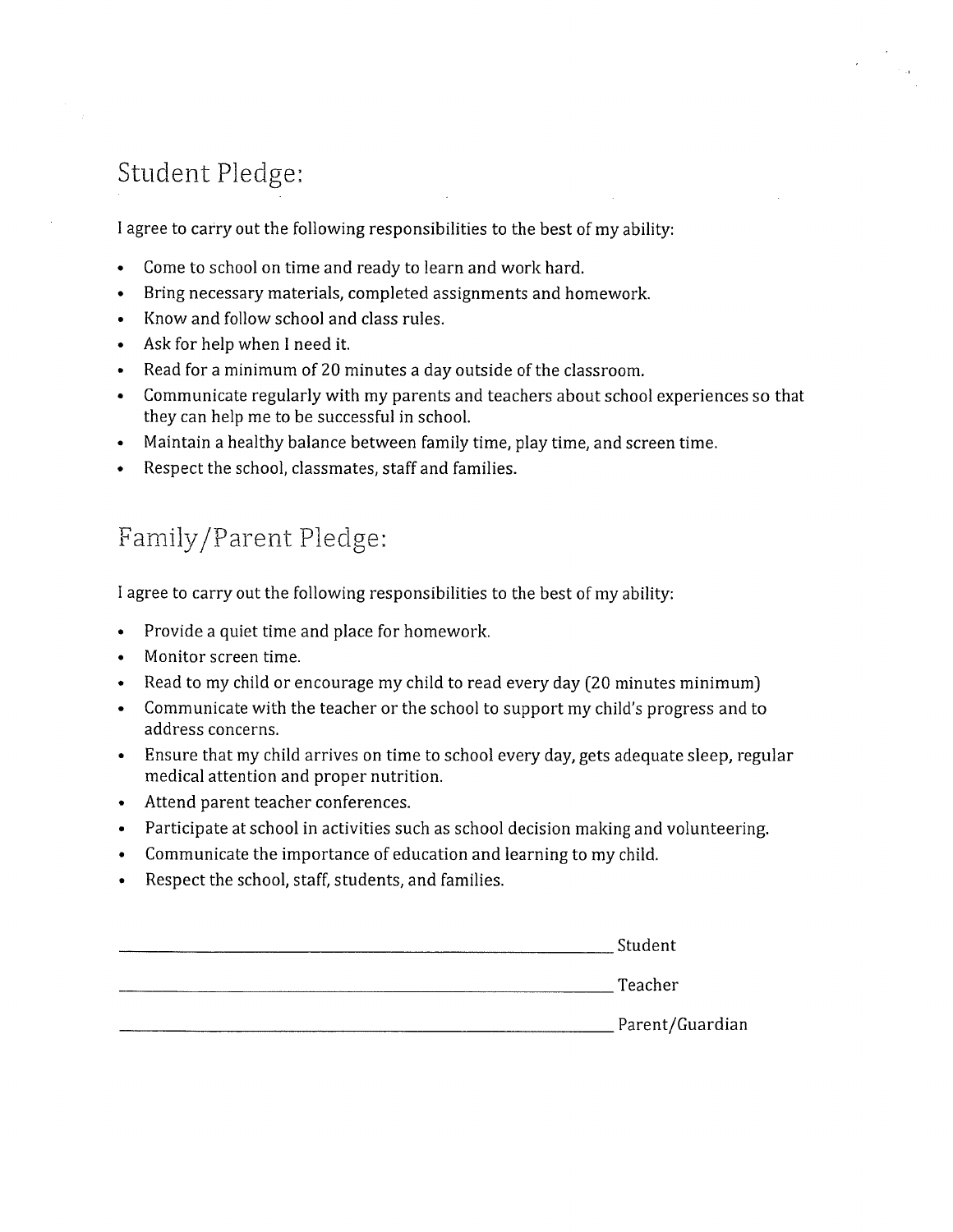## Student Pledge:

I agree to carry out the following responsibilities to the best of my ability:

- Come to school on time and ready to learn and work hard.
- Bring necessary materials, completed assignments and homework.
- Know and follow school and class rules.
- Ask for help when I need it.
- Read for a minimum of 20 minutes a day outside of the classroom.
- Communicate regularly with my parents and teachers about school experiences so that they can help me to be successful in school.
- Maintain a healthy balance between family time, play time, and screen time.
- Respect the school, classmates, staff and families.

## Family/Parent Pledge:

I agree to carry out the following responsibilities to the best of my ability:

- Provide a quiet time and place for homework.
- Monitor screen time.
- Read to my child or encourage my child to read every day (20 minutes minimum)
- Communicate with the teacher or the school to support my child's progress and to address concerns.
- Ensure that my child arrives on time to school every day, gets adequate sleep, regular medical attention and proper nutrition.
- Attend parent teacher conferences.
- Participate at school in activities such as school decision making and volunteering.
- Communicate the importance of education and learning to my child.
- Respect the school, staff, students, and families.

\_\_\_\_\_\_\_\_\_\_\_\_\_\_\_\_\_\_\_\_\_\_\_\_\_\_\_\_\_\_\_\_\_\_\_\_\_\_\_\_ Student

\_\_\_\_\_\_\_\_\_\_\_\_\_\_\_\_\_\_\_\_\_\_\_\_\_\_\_\_\_\_\_\_\_\_\_\_\_\_\_\_ Teacher

\_\_\_\_\_\_\_\_\_\_\_\_\_\_\_\_\_\_\_\_\_\_\_\_\_\_\_\_\_\_\_\_\_\_\_\_\_\_\_\_ Parent/Guardian